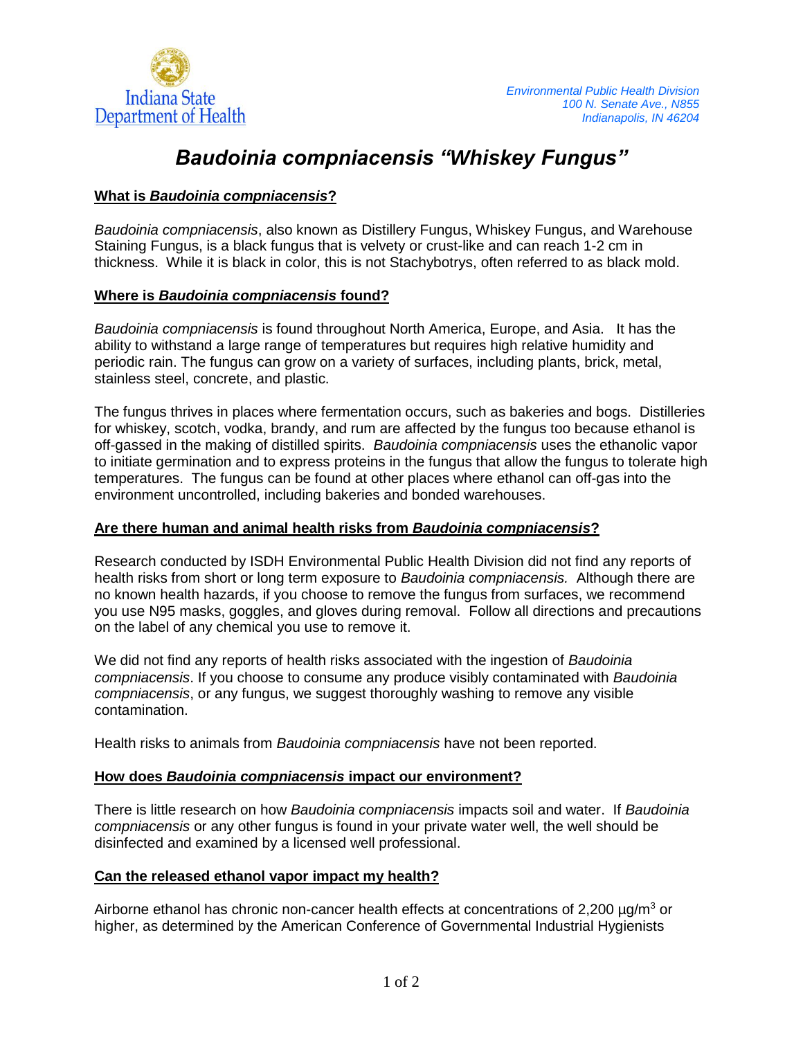Indiana State Department of Health

*Environmental Public Health Division*
*100 N. Senate Ave., N855*
*Indianapolis, IN 46204*

# *Baudoinia compniacensis "Whiskey Fungus"*

## What is *Baudoinia compniacensis*?

*Baudoinia compniacensis*, also known as Distillery Fungus, Whiskey Fungus, and Warehouse Staining Fungus, is a black fungus that is velvety or crust-like and can reach 1-2 cm in thickness. While it is black in color, this is not Stachybotrys, often referred to as black mold.

## Where is *Baudoinia compniacensis* found?

*Baudoinia compniacensis* is found throughout North America, Europe, and Asia. It has the ability to withstand a large range of temperatures but requires high relative humidity and periodic rain. The fungus can grow on a variety of surfaces, including plants, brick, metal, stainless steel, concrete, and plastic.

The fungus thrives in places where fermentation occurs, such as bakeries and bogs. Distilleries for whiskey, scotch, vodka, brandy, and rum are affected by the fungus too because ethanol is off-gassed in the making of distilled spirits. *Baudoinia compniacensis* uses the ethanolic vapor to initiate germination and to express proteins in the fungus that allow the fungus to tolerate high temperatures. The fungus can be found at other places where ethanol can off-gas into the environment uncontrolled, including bakeries and bonded warehouses.

## Are there human and animal health risks from *Baudoinia compniacensis*?

Research conducted by ISDH Environmental Public Health Division did not find any reports of health risks from short or long term exposure to *Baudoinia compniacensis.* Although there are no known health hazards, if you choose to remove the fungus from surfaces, we recommend you use N95 masks, goggles, and gloves during removal. Follow all directions and precautions on the label of any chemical you use to remove it.

We did not find any reports of health risks associated with the ingestion of *Baudoinia compniacensis*. If you choose to consume any produce visibly contaminated with *Baudoinia compniacensis*, or any fungus, we suggest thoroughly washing to remove any visible contamination.

Health risks to animals from *Baudoinia compniacensis* have not been reported.

## How does *Baudoinia compniacensis* impact our environment?

There is little research on how *Baudoinia compniacensis* impacts soil and water. If *Baudoinia compniacensis* or any other fungus is found in your private water well, the well should be disinfected and examined by a licensed well professional.

## Can the released ethanol vapor impact my health?

Airborne ethanol has chronic non-cancer health effects at concentrations of 2,200 $\mu g/m^3$ or higher, as determined by the American Conference of Governmental Industrial Hygienists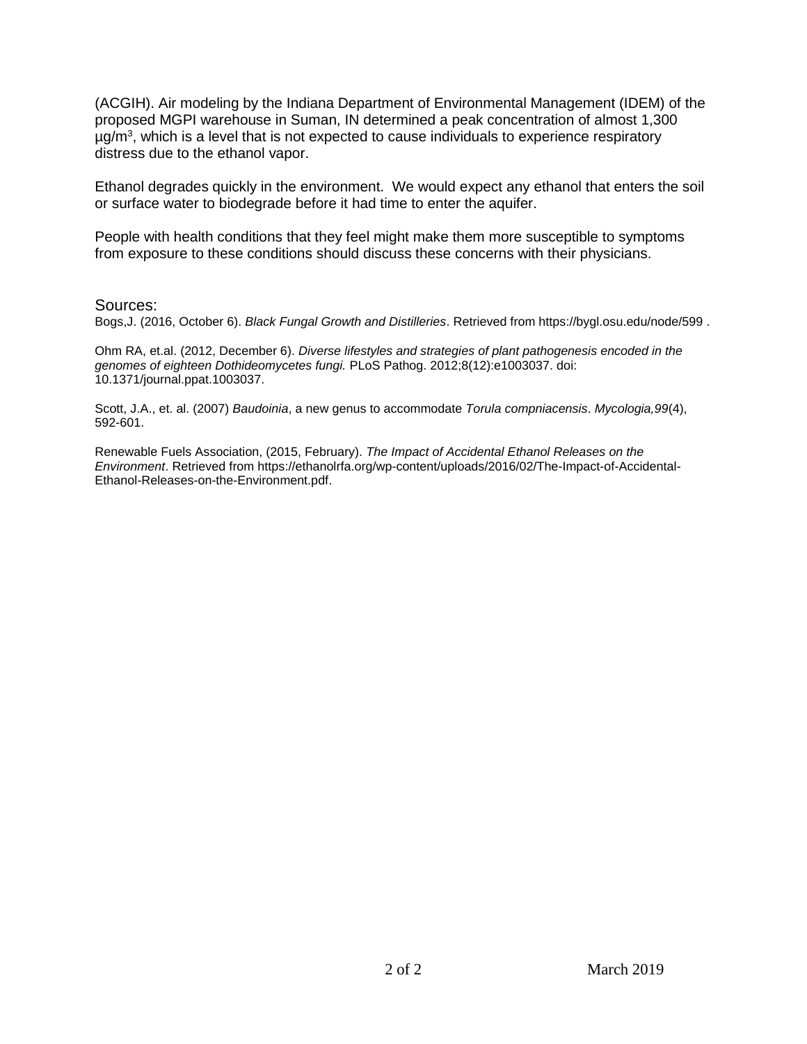(ACGIH). Air modeling by the Indiana Department of Environmental Management (IDEM) of the proposed MGPI warehouse in Suman, IN determined a peak concentration of almost 1,300 $\mu g/m^3$, which is a level that is not expected to cause individuals to experience respiratory distress due to the ethanol vapor.

Ethanol degrades quickly in the environment. We would expect any ethanol that enters the soil or surface water to biodegrade before it had time to enter the aquifer.

People with health conditions that they feel might make them more susceptible to symptoms from exposure to these conditions should discuss these concerns with their physicians.

## Sources:

Bogs,J. (2016, October 6). *Black Fungal Growth and Distilleries*. Retrieved from https://bygl.osu.edu/node/599 .

Ohm RA, et.al. (2012, December 6). *Diverse lifestyles and strategies of plant pathogenesis encoded in the genomes of eighteen Dothideomycetes fungi.* PLoS Pathog. 2012;8(12):e1003037. doi: 10.1371/journal.ppat.1003037.

Scott, J.A., et. al. (2007) *Baudoinia*, a new genus to accommodate *Torula compniacensis*. *Mycologia,99*(4), 592-601.

Renewable Fuels Association, (2015, February). *The Impact of Accidental Ethanol Releases on the Environment*. Retrieved from https://ethanolrfa.org/wp-content/uploads/2016/02/The-Impact-of-Accidental-Ethanol-Releases-on-the-Environment.pdf.